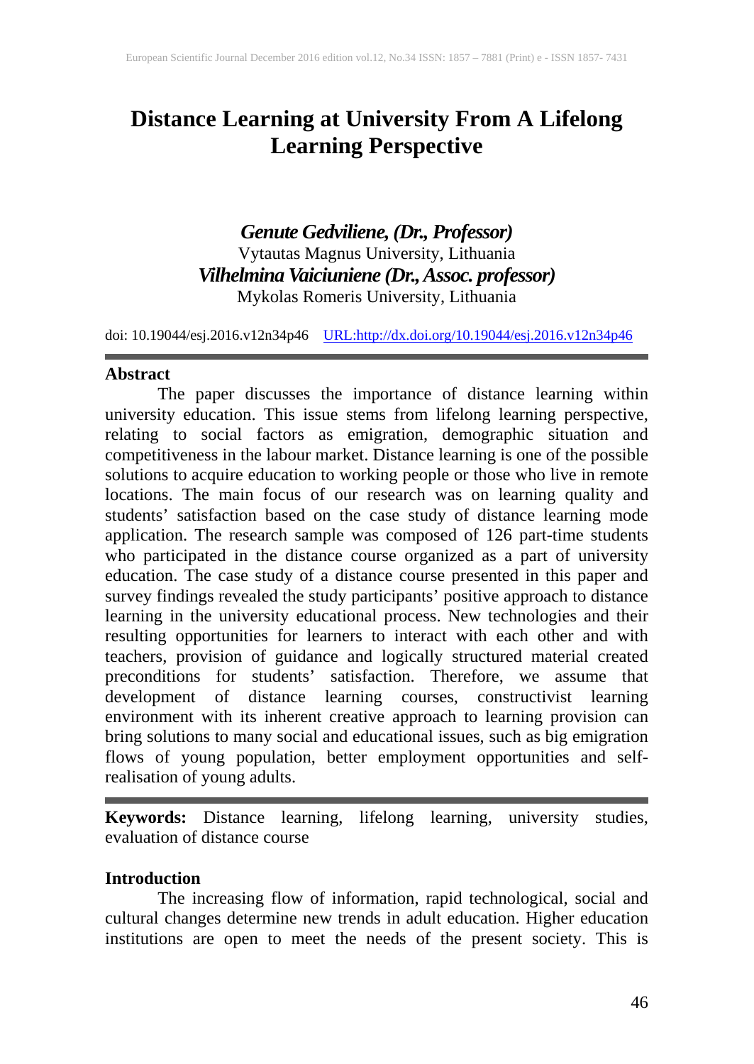# Distance Learning at University From A Lifelong Learning Perspective

***Genute Gedviliene, (Dr., Professor)***
Vytautas Magnus University, Lithuania
***Vilhelmina Vaiciuniene (Dr., Assoc. professor)***
Mykolas Romeris University, Lithuania

doi: 10.19044/esj.2016.v12n34p46 URL:http://dx.doi.org/10.19044/esj.2016.v12n34p46

## Abstract

The paper discusses the importance of distance learning within university education. This issue stems from lifelong learning perspective, relating to social factors as emigration, demographic situation and competitiveness in the labour market. Distance learning is one of the possible solutions to acquire education to working people or those who live in remote locations. The main focus of our research was on learning quality and students' satisfaction based on the case study of distance learning mode application. The research sample was composed of 126 part-time students who participated in the distance course organized as a part of university education. The case study of a distance course presented in this paper and survey findings revealed the study participants' positive approach to distance learning in the university educational process. New technologies and their resulting opportunities for learners to interact with each other and with teachers, provision of guidance and logically structured material created preconditions for students' satisfaction. Therefore, we assume that development of distance learning courses, constructivist learning environment with its inherent creative approach to learning provision can bring solutions to many social and educational issues, such as big emigration flows of young population, better employment opportunities and self-realisation of young adults.

**Keywords:** Distance learning, lifelong learning, university studies, evaluation of distance course

## Introduction

The increasing flow of information, rapid technological, social and cultural changes determine new trends in adult education. Higher education institutions are open to meet the needs of the present society. This is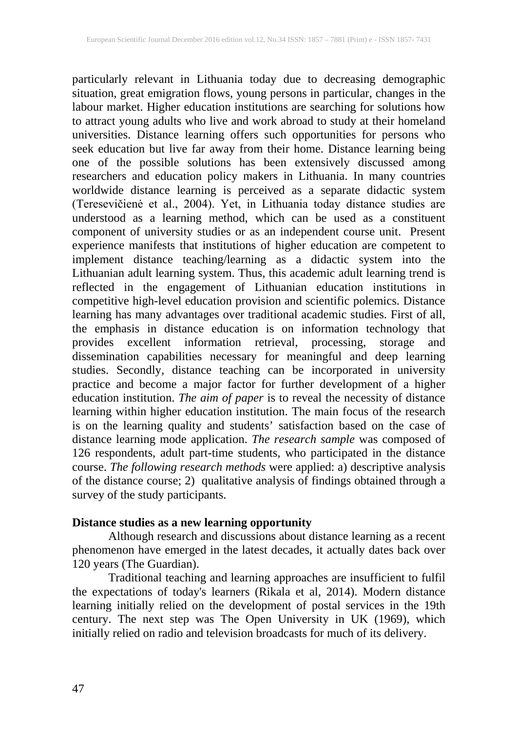particularly relevant in Lithuania today due to decreasing demographic situation, great emigration flows, young persons in particular, changes in the labour market. Higher education institutions are searching for solutions how to attract young adults who live and work abroad to study at their homeland universities. Distance learning offers such opportunities for persons who seek education but live far away from their home. Distance learning being one of the possible solutions has been extensively discussed among researchers and education policy makers in Lithuania. In many countries worldwide distance learning is perceived as a separate didactic system (Teresevičienė et al., 2004). Yet, in Lithuania today distance studies are understood as a learning method, which can be used as a constituent component of university studies or as an independent course unit. Present experience manifests that institutions of higher education are competent to implement distance teaching/learning as a didactic system into the Lithuanian adult learning system. Thus, this academic adult learning trend is reflected in the engagement of Lithuanian education institutions in competitive high-level education provision and scientific polemics. Distance learning has many advantages over traditional academic studies. First of all, the emphasis in distance education is on information technology that provides excellent information retrieval, processing, storage and dissemination capabilities necessary for meaningful and deep learning studies. Secondly, distance teaching can be incorporated in university practice and become a major factor for further development of a higher education institution. *The aim of paper* is to reveal the necessity of distance learning within higher education institution. The main focus of the research is on the learning quality and students' satisfaction based on the case of distance learning mode application. *The research sample* was composed of 126 respondents, adult part-time students, who participated in the distance course. *The following research methods* were applied: a) descriptive analysis of the distance course; 2) qualitative analysis of findings obtained through a survey of the study participants.

**Distance studies as a new learning opportunity**

Although research and discussions about distance learning as a recent phenomenon have emerged in the latest decades, it actually dates back over 120 years (The Guardian).

Traditional teaching and learning approaches are insufficient to fulfil the expectations of today's learners (Rikala et al, 2014). Modern distance learning initially relied on the development of postal services in the 19th century. The next step was The Open University in UK (1969), which initially relied on radio and television broadcasts for much of its delivery.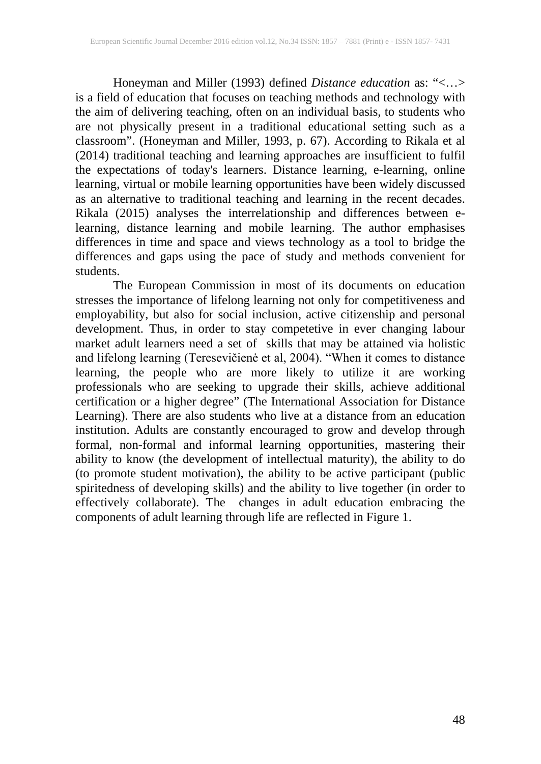Honeyman and Miller (1993) defined *Distance education* as: "<…> is a field of education that focuses on teaching methods and technology with the aim of delivering teaching, often on an individual basis, to students who are not physically present in a traditional educational setting such as a classroom". (Honeyman and Miller, 1993, p. 67). According to Rikala et al (2014) traditional teaching and learning approaches are insufficient to fulfil the expectations of today's learners. Distance learning, e-learning, online learning, virtual or mobile learning opportunities have been widely discussed as an alternative to traditional teaching and learning in the recent decades. Rikala (2015) analyses the interrelationship and differences between e-learning, distance learning and mobile learning. The author emphasises differences in time and space and views technology as a tool to bridge the differences and gaps using the pace of study and methods convenient for students.

The European Commission in most of its documents on education stresses the importance of lifelong learning not only for competitiveness and employability, but also for social inclusion, active citizenship and personal development. Thus, in order to stay competetive in ever changing labour market adult learners need a set of skills that may be attained via holistic and lifelong learning (Teresevičienė et al, 2004). "When it comes to distance learning, the people who are more likely to utilize it are working professionals who are seeking to upgrade their skills, achieve additional certification or a higher degree" (The International Association for Distance Learning). There are also students who live at a distance from an education institution. Adults are constantly encouraged to grow and develop through formal, non-formal and informal learning opportunities, mastering their ability to know (the development of intellectual maturity), the ability to do (to promote student motivation), the ability to be active participant (public spiritedness of developing skills) and the ability to live together (in order to effectively collaborate). The changes in adult education embracing the components of adult learning through life are reflected in Figure 1.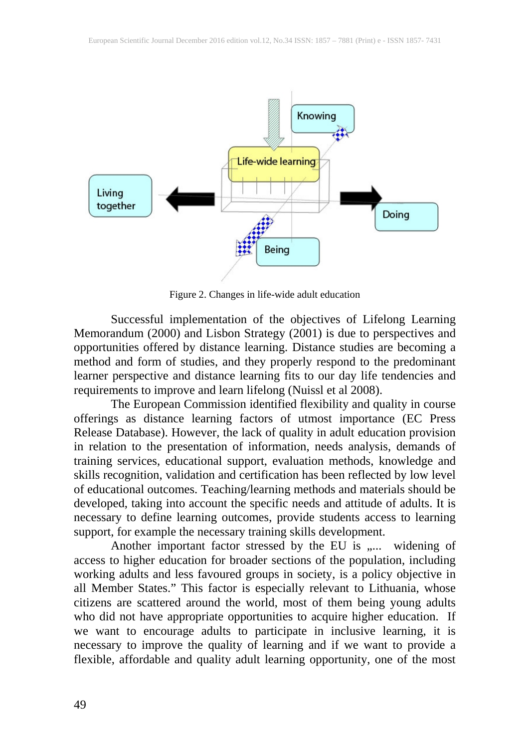Figure 2. Changes in life-wide adult education

Successful implementation of the objectives of Lifelong Learning Memorandum (2000) and Lisbon Strategy (2001) is due to perspectives and opportunities offered by distance learning. Distance studies are becoming a method and form of studies, and they properly respond to the predominant learner perspective and distance learning fits to our day life tendencies and requirements to improve and learn lifelong (Nuissl et al 2008).

The European Commission identified flexibility and quality in course offerings as distance learning factors of utmost importance (EC Press Release Database). However, the lack of quality in adult education provision in relation to the presentation of information, needs analysis, demands of training services, educational support, evaluation methods, knowledge and skills recognition, validation and certification has been reflected by low level of educational outcomes. Teaching/learning methods and materials should be developed, taking into account the specific needs and attitude of adults. It is necessary to define learning outcomes, provide students access to learning support, for example the necessary training skills development.

Another important factor stressed by the EU is „... widening of access to higher education for broader sections of the population, including working adults and less favoured groups in society, is a policy objective in all Member States." This factor is especially relevant to Lithuania, whose citizens are scattered around the world, most of them being young adults who did not have appropriate opportunities to acquire higher education. If we want to encourage adults to participate in inclusive learning, it is necessary to improve the quality of learning and if we want to provide a flexible, affordable and quality adult learning opportunity, one of the most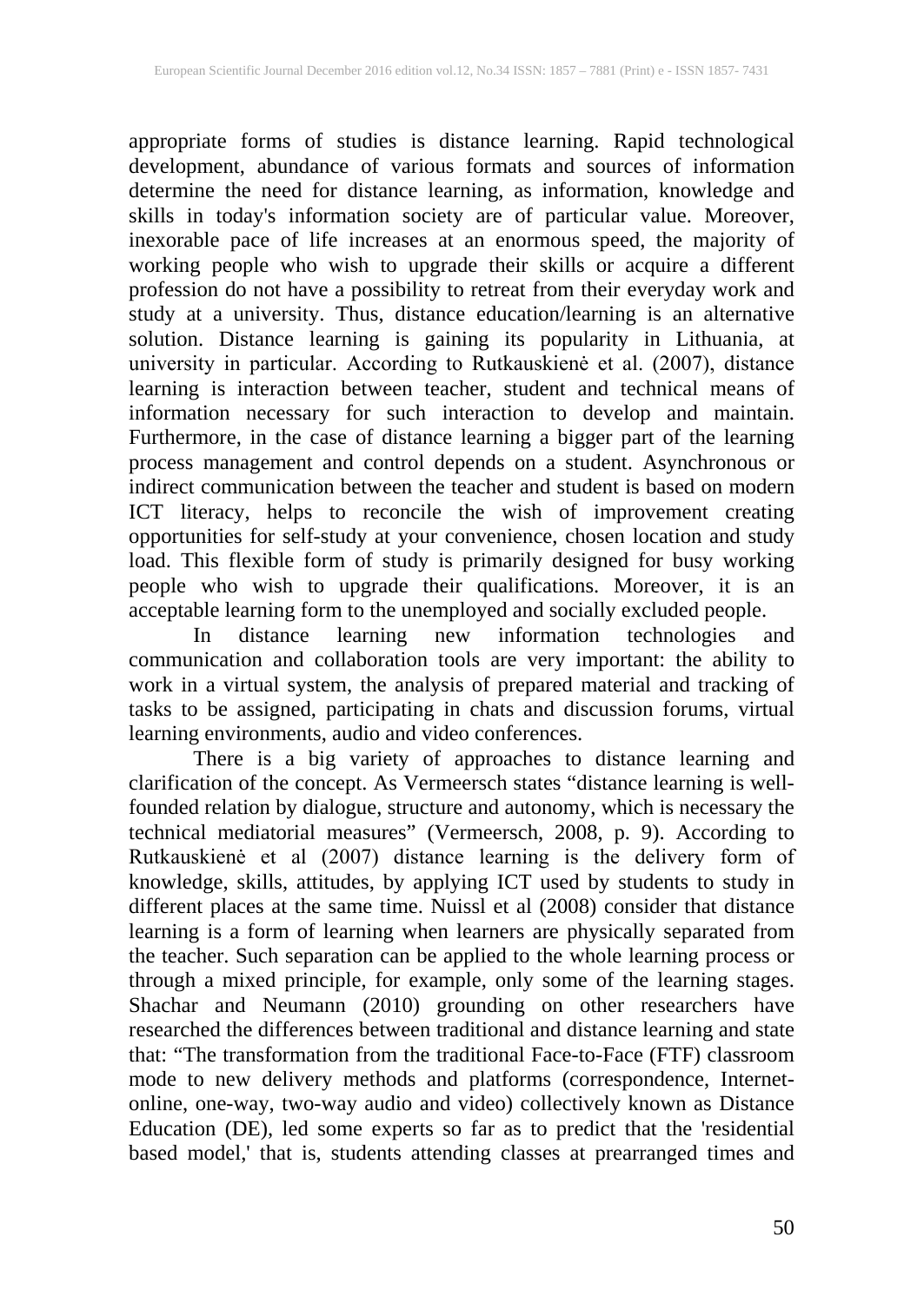appropriate forms of studies is distance learning. Rapid technological development, abundance of various formats and sources of information determine the need for distance learning, as information, knowledge and skills in today's information society are of particular value. Moreover, inexorable pace of life increases at an enormous speed, the majority of working people who wish to upgrade their skills or acquire a different profession do not have a possibility to retreat from their everyday work and study at a university. Thus, distance education/learning is an alternative solution. Distance learning is gaining its popularity in Lithuania, at university in particular. According to Rutkauskienė et al. (2007), distance learning is interaction between teacher, student and technical means of information necessary for such interaction to develop and maintain. Furthermore, in the case of distance learning a bigger part of the learning process management and control depends on a student. Asynchronous or indirect communication between the teacher and student is based on modern ICT literacy, helps to reconcile the wish of improvement creating opportunities for self-study at your convenience, chosen location and study load. This flexible form of study is primarily designed for busy working people who wish to upgrade their qualifications. Moreover, it is an acceptable learning form to the unemployed and socially excluded people.

In distance learning new information technologies and communication and collaboration tools are very important: the ability to work in a virtual system, the analysis of prepared material and tracking of tasks to be assigned, participating in chats and discussion forums, virtual learning environments, audio and video conferences.

There is a big variety of approaches to distance learning and clarification of the concept. As Vermeersch states "distance learning is well-founded relation by dialogue, structure and autonomy, which is necessary the technical mediatorial measures" (Vermeersch, 2008, p. 9). According to Rutkauskienė et al (2007) distance learning is the delivery form of knowledge, skills, attitudes, by applying ICT used by students to study in different places at the same time. Nuissl et al (2008) consider that distance learning is a form of learning when learners are physically separated from the teacher. Such separation can be applied to the whole learning process or through a mixed principle, for example, only some of the learning stages. Shachar and Neumann (2010) grounding on other researchers have researched the differences between traditional and distance learning and state that: "The transformation from the traditional Face-to-Face (FTF) classroom mode to new delivery methods and platforms (correspondence, Internet-online, one-way, two-way audio and video) collectively known as Distance Education (DE), led some experts so far as to predict that the 'residential based model,' that is, students attending classes at prearranged times and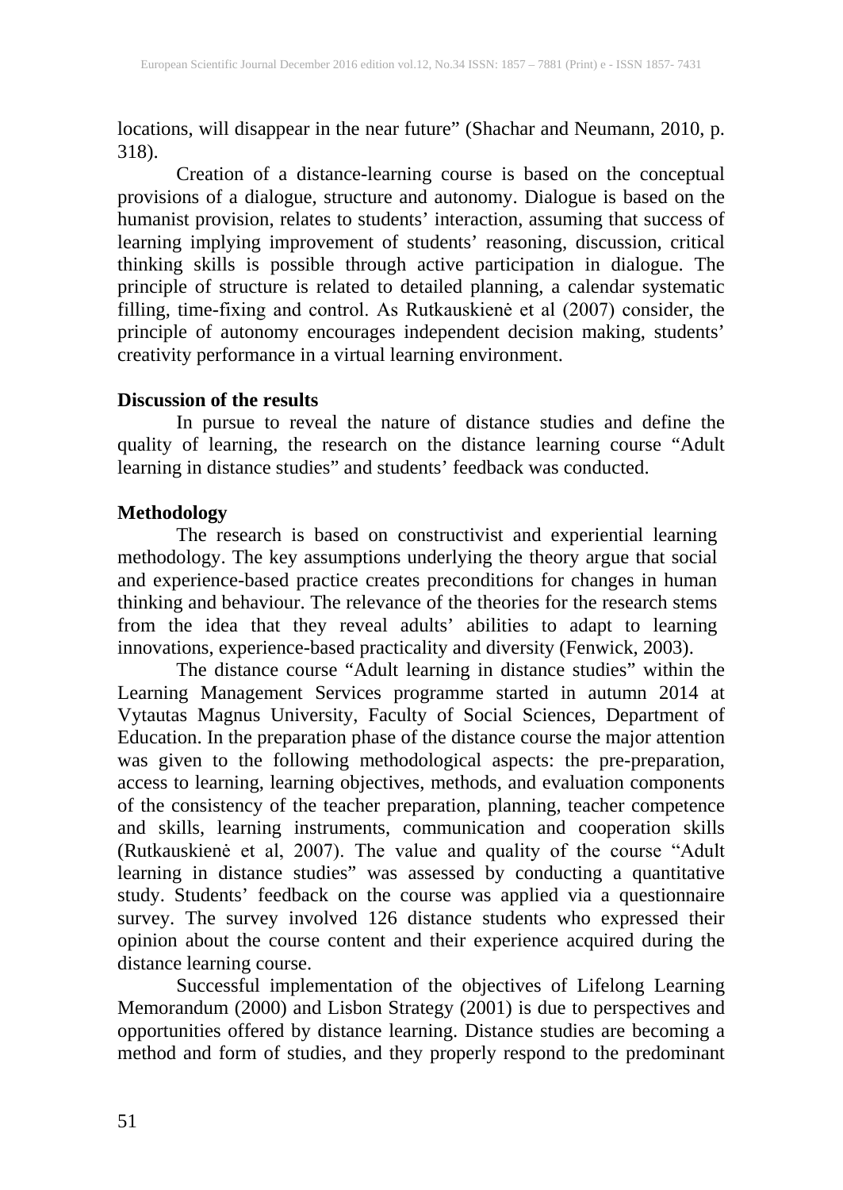locations, will disappear in the near future" (Shachar and Neumann, 2010, p. 318).

Creation of a distance-learning course is based on the conceptual provisions of a dialogue, structure and autonomy. Dialogue is based on the humanist provision, relates to students' interaction, assuming that success of learning implying improvement of students' reasoning, discussion, critical thinking skills is possible through active participation in dialogue. The principle of structure is related to detailed planning, a calendar systematic filling, time-fixing and control. As Rutkauskienė et al (2007) consider, the principle of autonomy encourages independent decision making, students' creativity performance in a virtual learning environment.

**Discussion of the results**

In pursue to reveal the nature of distance studies and define the quality of learning, the research on the distance learning course "Adult learning in distance studies" and students' feedback was conducted.

**Methodology**

The research is based on constructivist and experiential learning methodology. The key assumptions underlying the theory argue that social and experience-based practice creates preconditions for changes in human thinking and behaviour. The relevance of the theories for the research stems from the idea that they reveal adults' abilities to adapt to learning innovations, experience-based practicality and diversity (Fenwick, 2003).

The distance course "Adult learning in distance studies" within the Learning Management Services programme started in autumn 2014 at Vytautas Magnus University, Faculty of Social Sciences, Department of Education. In the preparation phase of the distance course the major attention was given to the following methodological aspects: the pre-preparation, access to learning, learning objectives, methods, and evaluation components of the consistency of the teacher preparation, planning, teacher competence and skills, learning instruments, communication and cooperation skills (Rutkauskienė et al, 2007). The value and quality of the course "Adult learning in distance studies" was assessed by conducting a quantitative study. Students' feedback on the course was applied via a questionnaire survey. The survey involved 126 distance students who expressed their opinion about the course content and their experience acquired during the distance learning course.

Successful implementation of the objectives of Lifelong Learning Memorandum (2000) and Lisbon Strategy (2001) is due to perspectives and opportunities offered by distance learning. Distance studies are becoming a method and form of studies, and they properly respond to the predominant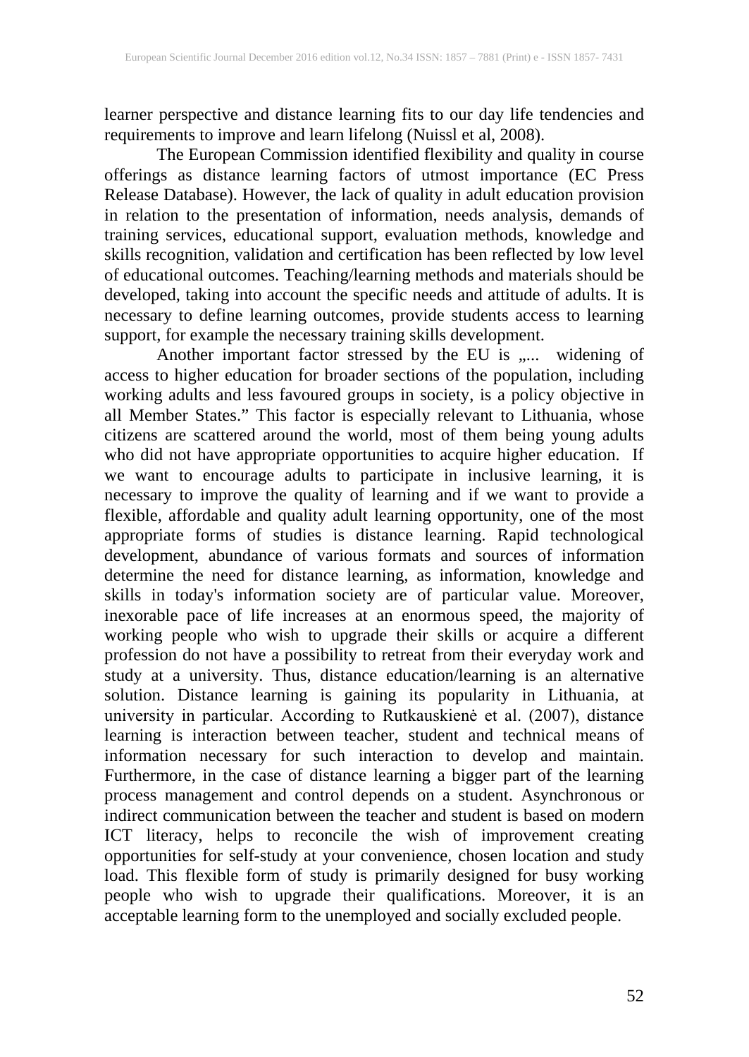learner perspective and distance learning fits to our day life tendencies and requirements to improve and learn lifelong (Nuissl et al, 2008).

The European Commission identified flexibility and quality in course offerings as distance learning factors of utmost importance (EC Press Release Database). However, the lack of quality in adult education provision in relation to the presentation of information, needs analysis, demands of training services, educational support, evaluation methods, knowledge and skills recognition, validation and certification has been reflected by low level of educational outcomes. Teaching/learning methods and materials should be developed, taking into account the specific needs and attitude of adults. It is necessary to define learning outcomes, provide students access to learning support, for example the necessary training skills development.

Another important factor stressed by the EU is „... widening of access to higher education for broader sections of the population, including working adults and less favoured groups in society, is a policy objective in all Member States." This factor is especially relevant to Lithuania, whose citizens are scattered around the world, most of them being young adults who did not have appropriate opportunities to acquire higher education. If we want to encourage adults to participate in inclusive learning, it is necessary to improve the quality of learning and if we want to provide a flexible, affordable and quality adult learning opportunity, one of the most appropriate forms of studies is distance learning. Rapid technological development, abundance of various formats and sources of information determine the need for distance learning, as information, knowledge and skills in today's information society are of particular value. Moreover, inexorable pace of life increases at an enormous speed, the majority of working people who wish to upgrade their skills or acquire a different profession do not have a possibility to retreat from their everyday work and study at a university. Thus, distance education/learning is an alternative solution. Distance learning is gaining its popularity in Lithuania, at university in particular. According to Rutkauskienė et al. (2007), distance learning is interaction between teacher, student and technical means of information necessary for such interaction to develop and maintain. Furthermore, in the case of distance learning a bigger part of the learning process management and control depends on a student. Asynchronous or indirect communication between the teacher and student is based on modern ICT literacy, helps to reconcile the wish of improvement creating opportunities for self-study at your convenience, chosen location and study load. This flexible form of study is primarily designed for busy working people who wish to upgrade their qualifications. Moreover, it is an acceptable learning form to the unemployed and socially excluded people.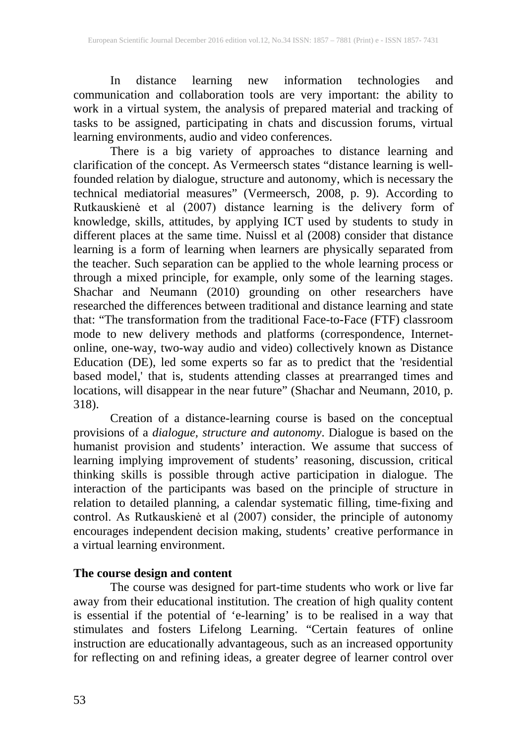In distance learning new information technologies and communication and collaboration tools are very important: the ability to work in a virtual system, the analysis of prepared material and tracking of tasks to be assigned, participating in chats and discussion forums, virtual learning environments, audio and video conferences.

There is a big variety of approaches to distance learning and clarification of the concept. As Vermeersch states "distance learning is well-founded relation by dialogue, structure and autonomy, which is necessary the technical mediatorial measures" (Vermeersch, 2008, p. 9). According to Rutkauskienė et al (2007) distance learning is the delivery form of knowledge, skills, attitudes, by applying ICT used by students to study in different places at the same time. Nuissl et al (2008) consider that distance learning is a form of learning when learners are physically separated from the teacher. Such separation can be applied to the whole learning process or through a mixed principle, for example, only some of the learning stages. Shachar and Neumann (2010) grounding on other researchers have researched the differences between traditional and distance learning and state that: "The transformation from the traditional Face-to-Face (FTF) classroom mode to new delivery methods and platforms (correspondence, Internet-online, one-way, two-way audio and video) collectively known as Distance Education (DE), led some experts so far as to predict that the 'residential based model,' that is, students attending classes at prearranged times and locations, will disappear in the near future" (Shachar and Neumann, 2010, p. 318).

Creation of a distance-learning course is based on the conceptual provisions of a *dialogue, structure and autonomy*. Dialogue is based on the humanist provision and students' interaction. We assume that success of learning implying improvement of students' reasoning, discussion, critical thinking skills is possible through active participation in dialogue. The interaction of the participants was based on the principle of structure in relation to detailed planning, a calendar systematic filling, time-fixing and control. As Rutkauskienė et al (2007) consider, the principle of autonomy encourages independent decision making, students' creative performance in a virtual learning environment.

**The course design and content**

The course was designed for part-time students who work or live far away from their educational institution. The creation of high quality content is essential if the potential of 'e-learning' is to be realised in a way that stimulates and fosters Lifelong Learning. "Certain features of online instruction are educationally advantageous, such as an increased opportunity for reflecting on and refining ideas, a greater degree of learner control over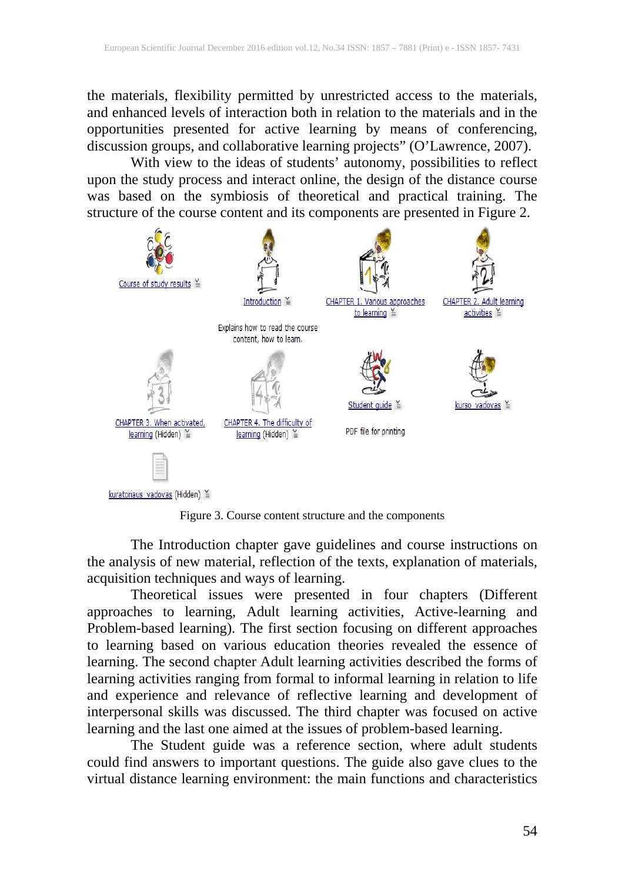the materials, flexibility permitted by unrestricted access to the materials, and enhanced levels of interaction both in relation to the materials and in the opportunities presented for active learning by means of conferencing, discussion groups, and collaborative learning projects" (O'Lawrence, 2007).

With view to the ideas of students' autonomy, possibilities to reflect upon the study process and interact online, the design of the distance course was based on the symbiosis of theoretical and practical training. The structure of the course content and its components are presented in Figure 2.

Course of study results

Introduction

Explains how to read the course content, how to learn.

CHAPTER 1. Various approaches to learning

CHAPTER 2. Adult learning activities

CHAPTER 3. When activated, learning (Hidden)

CHAPTER 4. The difficulty of learning (Hidden)

Student guide

PDF file for printing

kurso_vadovas

kuratoriaus_vadovas (Hidden)

Figure 3. Course content structure and the components

The Introduction chapter gave guidelines and course instructions on the analysis of new material, reflection of the texts, explanation of materials, acquisition techniques and ways of learning.

Theoretical issues were presented in four chapters (Different approaches to learning, Adult learning activities, Active-learning and Problem-based learning). The first section focusing on different approaches to learning based on various education theories revealed the essence of learning. The second chapter Adult learning activities described the forms of learning activities ranging from formal to informal learning in relation to life and experience and relevance of reflective learning and development of interpersonal skills was discussed. The third chapter was focused on active learning and the last one aimed at the issues of problem-based learning.

The Student guide was a reference section, where adult students could find answers to important questions. The guide also gave clues to the virtual distance learning environment: the main functions and characteristics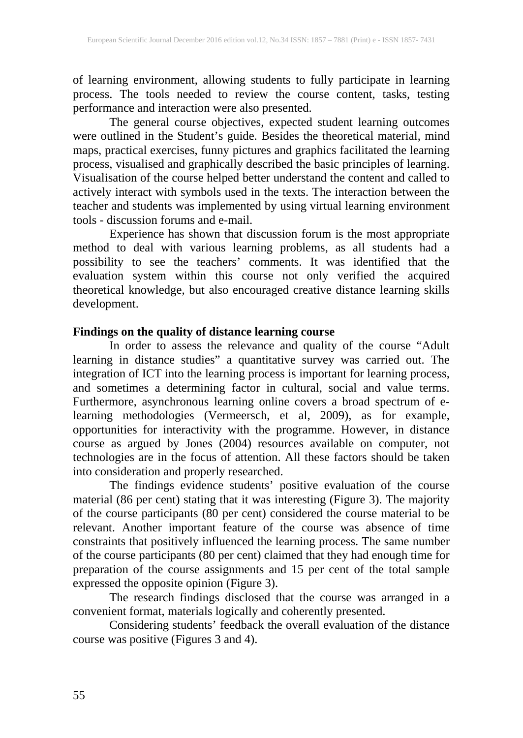of learning environment, allowing students to fully participate in learning process. The tools needed to review the course content, tasks, testing performance and interaction were also presented.

The general course objectives, expected student learning outcomes were outlined in the Student's guide. Besides the theoretical material, mind maps, practical exercises, funny pictures and graphics facilitated the learning process, visualised and graphically described the basic principles of learning. Visualisation of the course helped better understand the content and called to actively interact with symbols used in the texts. The interaction between the teacher and students was implemented by using virtual learning environment tools - discussion forums and e-mail.

Experience has shown that discussion forum is the most appropriate method to deal with various learning problems, as all students had a possibility to see the teachers' comments. It was identified that the evaluation system within this course not only verified the acquired theoretical knowledge, but also encouraged creative distance learning skills development.

**Findings on the quality of distance learning course**

In order to assess the relevance and quality of the course "Adult learning in distance studies" a quantitative survey was carried out. The integration of ICT into the learning process is important for learning process, and sometimes a determining factor in cultural, social and value terms. Furthermore, asynchronous learning online covers a broad spectrum of e-learning methodologies (Vermeersch, et al, 2009), as for example, opportunities for interactivity with the programme. However, in distance course as argued by Jones (2004) resources available on computer, not technologies are in the focus of attention. All these factors should be taken into consideration and properly researched.

The findings evidence students' positive evaluation of the course material (86 per cent) stating that it was interesting (Figure 3). The majority of the course participants (80 per cent) considered the course material to be relevant. Another important feature of the course was absence of time constraints that positively influenced the learning process. The same number of the course participants (80 per cent) claimed that they had enough time for preparation of the course assignments and 15 per cent of the total sample expressed the opposite opinion (Figure 3).

The research findings disclosed that the course was arranged in a convenient format, materials logically and coherently presented.

Considering students' feedback the overall evaluation of the distance course was positive (Figures 3 and 4).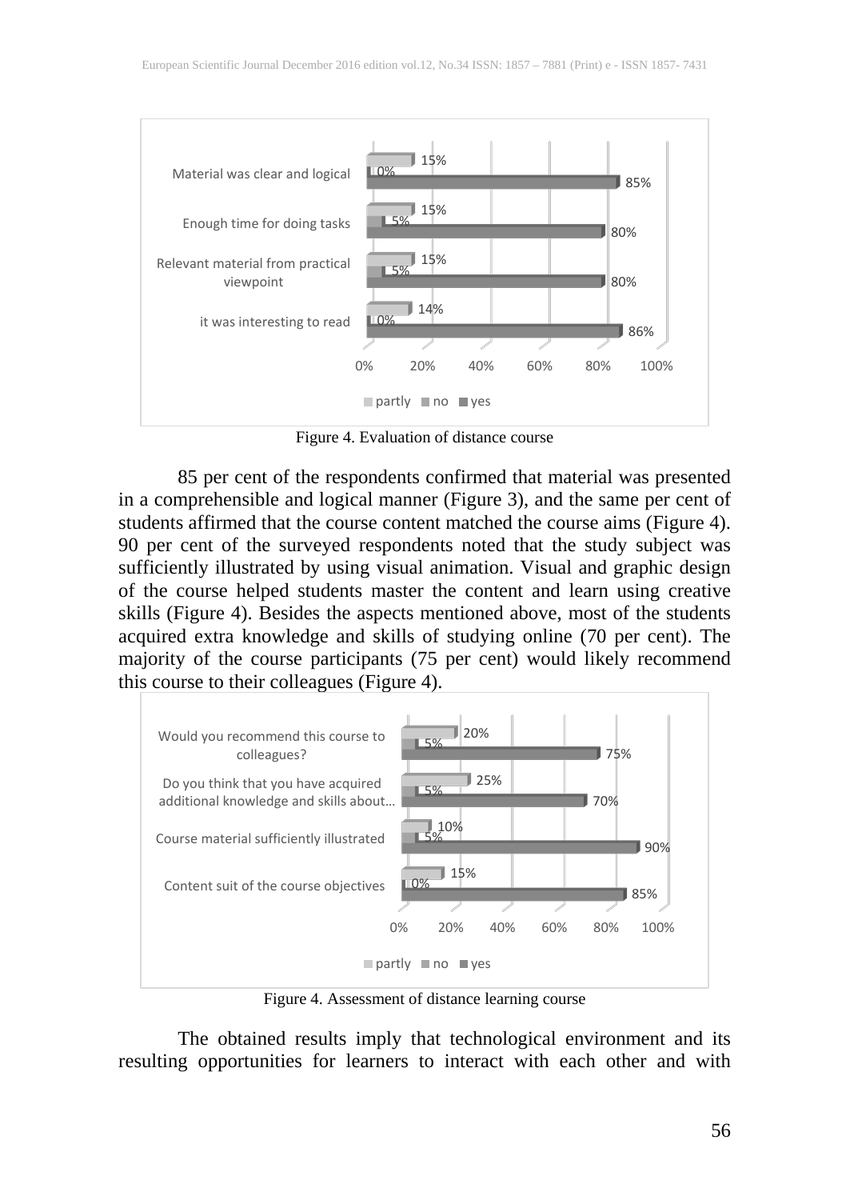| | partly | no | yes |
|---|---|---|---|
| Material was clear and logical | 15% | 0% | 85% |
| Enough time for doing tasks | 15% | 5% | 80% |
| Relevant material from practical viewpoint | 15% | 5% | 80% |
| it was interesting to read | 14% | 0% | 86% |

Figure 4. Evaluation of distance course

85 per cent of the respondents confirmed that material was presented in a comprehensible and logical manner (Figure 3), and the same per cent of students affirmed that the course content matched the course aims (Figure 4). 90 per cent of the surveyed respondents noted that the study subject was sufficiently illustrated by using visual animation. Visual and graphic design of the course helped students master the content and learn using creative skills (Figure 4). Besides the aspects mentioned above, most of the students acquired extra knowledge and skills of studying online (70 per cent). The majority of the course participants (75 per cent) would likely recommend this course to their colleagues (Figure 4).

| | partly | no | yes |
|---|---|---|---|
| Would you recommend this course to colleagues? | 20% | 5% | 75% |
| Do you think that you have acquired additional knowledge and skills about... | 25% | 5% | 70% |
| Course material sufficiently illustrated | 10% | 5% | 90% |
| Content suit of the course objectives | 15% | 0% | 85% |

Figure 4. Assessment of distance learning course

The obtained results imply that technological environment and its resulting opportunities for learners to interact with each other and with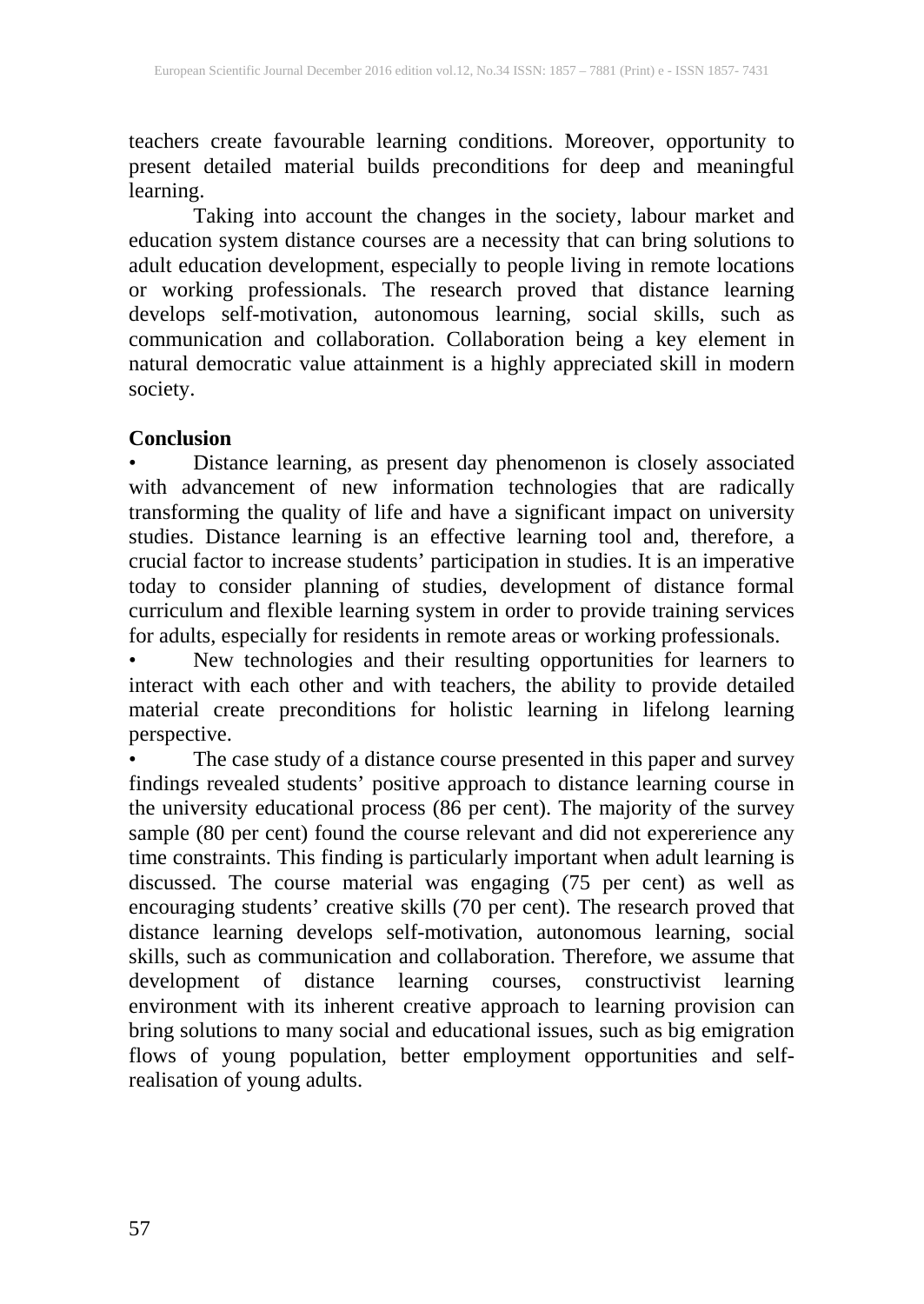teachers create favourable learning conditions. Moreover, opportunity to present detailed material builds preconditions for deep and meaningful learning.

Taking into account the changes in the society, labour market and education system distance courses are a necessity that can bring solutions to adult education development, especially to people living in remote locations or working professionals. The research proved that distance learning develops self-motivation, autonomous learning, social skills, such as communication and collaboration. Collaboration being a key element in natural democratic value attainment is a highly appreciated skill in modern society.

## Conclusion

- Distance learning, as present day phenomenon is closely associated with advancement of new information technologies that are radically transforming the quality of life and have a significant impact on university studies. Distance learning is an effective learning tool and, therefore, a crucial factor to increase students' participation in studies. It is an imperative today to consider planning of studies, development of distance formal curriculum and flexible learning system in order to provide training services for adults, especially for residents in remote areas or working professionals.
- New technologies and their resulting opportunities for learners to interact with each other and with teachers, the ability to provide detailed material create preconditions for holistic learning in lifelong learning perspective.
- The case study of a distance course presented in this paper and survey findings revealed students' positive approach to distance learning course in the university educational process (86 per cent). The majority of the survey sample (80 per cent) found the course relevant and did not expererience any time constraints. This finding is particularly important when adult learning is discussed. The course material was engaging (75 per cent) as well as encouraging students' creative skills (70 per cent). The research proved that distance learning develops self-motivation, autonomous learning, social skills, such as communication and collaboration. Therefore, we assume that development of distance learning courses, constructivist learning environment with its inherent creative approach to learning provision can bring solutions to many social and educational issues, such as big emigration flows of young population, better employment opportunities and self-realisation of young adults.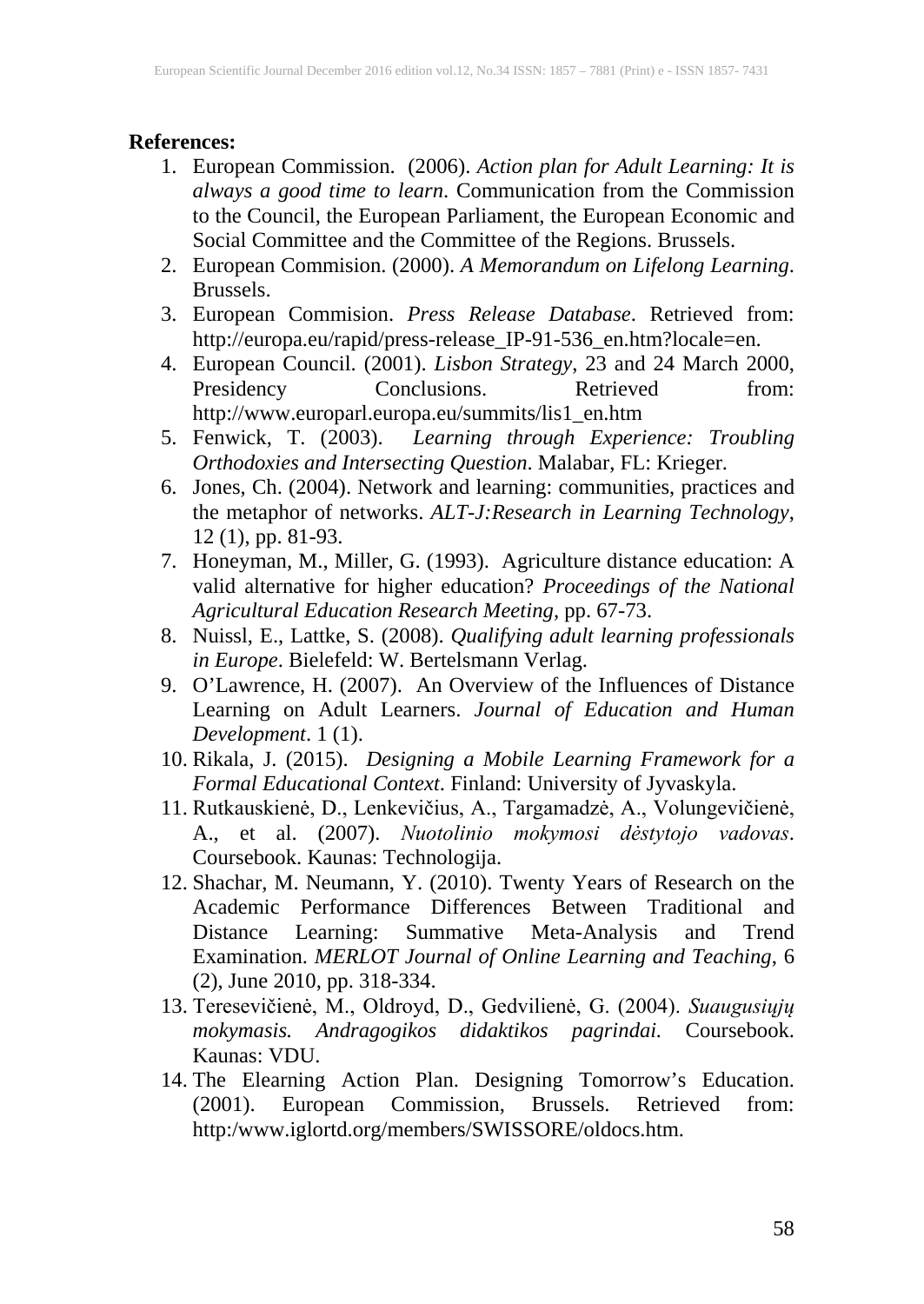**References:**

1. European Commission. (2006). *Action plan for Adult Learning: It is always a good time to learn*. Communication from the Commission to the Council, the European Parliament, the European Economic and Social Committee and the Committee of the Regions. Brussels.
2. European Commision. (2000). *A Memorandum on Lifelong Learning*. Brussels.
3. European Commision. *Press Release Database*. Retrieved from: http://europa.eu/rapid/press-release_IP-91-536_en.htm?locale=en.
4. European Council. (2001). *Lisbon Strategy*, 23 and 24 March 2000, Presidency Conclusions. Retrieved from: http://www.europarl.europa.eu/summits/lis1_en.htm
5. Fenwick, T. (2003). *Learning through Experience: Troubling Orthodoxies and Intersecting Question*. Malabar, FL: Krieger.
6. Jones, Ch. (2004). Network and learning: communities, practices and the metaphor of networks. *ALT-J:Research in Learning Technology*, 12 (1), pp. 81-93.
7. Honeyman, M., Miller, G. (1993). Agriculture distance education: A valid alternative for higher education? *Proceedings of the National Agricultural Education Research Meeting*, pp. 67-73.
8. Nuissl, E., Lattke, S. (2008). *Qualifying adult learning professionals in Europe*. Bielefeld: W. Bertelsmann Verlag.
9. O'Lawrence, H. (2007). An Overview of the Influences of Distance Learning on Adult Learners. *Journal of Education and Human Development*. 1 (1).
10. Rikala, J. (2015). *Designing a Mobile Learning Framework for a Formal Educational Context*. Finland: University of Jyvaskyla.
11. Rutkauskienė, D., Lenkevičius, A., Targamadzė, A., Volungevičienė, A., et al. (2007). *Nuotolinio mokymosi dėstytojo vadovas*. Coursebook. Kaunas: Technologija.
12. Shachar, M. Neumann, Y. (2010). Twenty Years of Research on the Academic Performance Differences Between Traditional and Distance Learning: Summative Meta-Analysis and Trend Examination. *MERLOT Journal of Online Learning and Teaching*, 6 (2), June 2010, pp. 318-334.
13. Teresevičienė, M., Oldroyd, D., Gedvilienė, G. (2004). *Suaugusiųjų mokymasis. Andragogikos didaktikos pagrindai.* Coursebook. Kaunas: VDU.
14. The Elearning Action Plan. Designing Tomorrow's Education. (2001). European Commission, Brussels. Retrieved from: http:/www.iglortd.org/members/SWISSORE/oldocs.htm.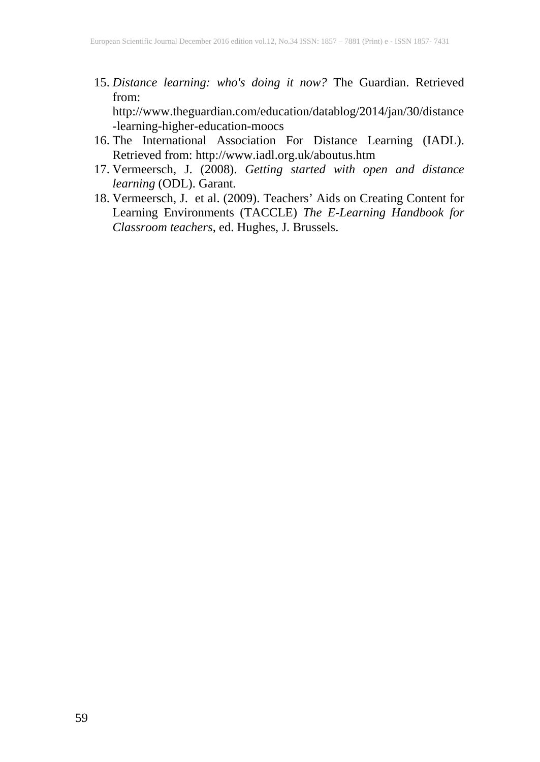15. *Distance learning: who's doing it now?* The Guardian. Retrieved from: http://www.theguardian.com/education/datablog/2014/jan/30/distance-learning-higher-education-moocs
16. The International Association For Distance Learning (IADL). Retrieved from: http://www.iadl.org.uk/aboutus.htm
17. Vermeersch, J. (2008). *Getting started with open and distance learning* (ODL). Garant.
18. Vermeersch, J. et al. (2009). Teachers' Aids on Creating Content for Learning Environments (TACCLE) *The E-Learning Handbook for Classroom teachers*, ed. Hughes, J. Brussels.